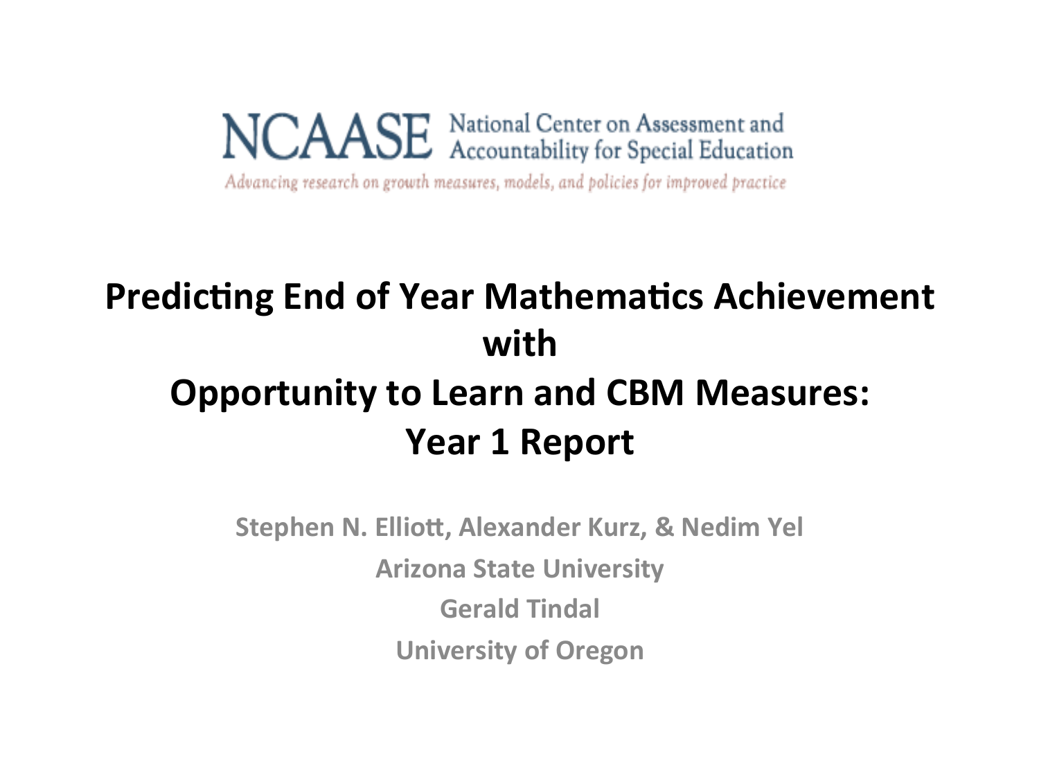NCAASE National Center on Assessment and Accountability for Special Education

*Advancing research on growth measures, models, and policies for improved practice*

# Predicting End of Year Mathematics Achievement with Opportunity to Learn and CBM Measures: Year 1 Report

**Stephen N. Elliott, Alexander Kurz, & Nedim Yel**

**Arizona State University**

**Gerald Tindal**

**University of Oregon**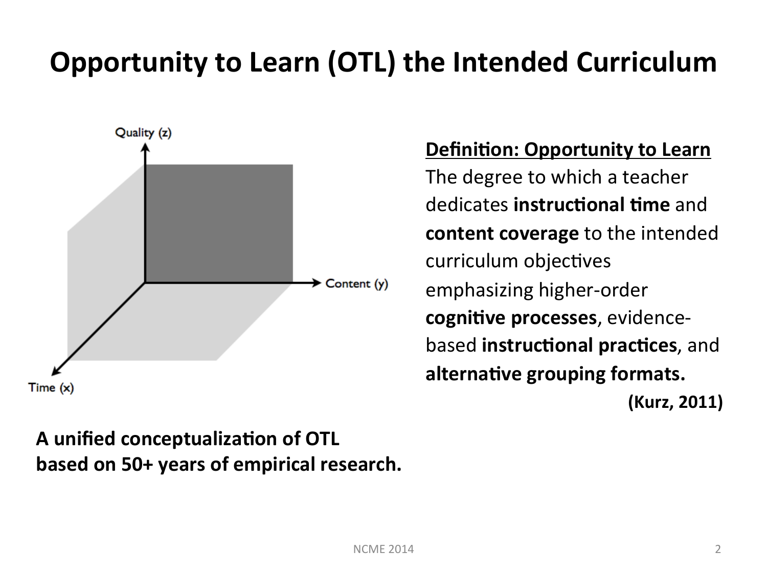# Opportunity to Learn (OTL) the Intended Curriculum

Quality (z)

Content (y)

Time (x)

**Definition: Opportunity to Learn**

The degree to which a teacher dedicates **instructional time** and **content coverage** to the intended curriculum objectives emphasizing higher-order **cognitive processes**, evidence-based **instructional practices**, and **alternative grouping formats.**

**(Kurz, 2011)**

**A unified conceptualization of OTL based on 50+ years of empirical research.**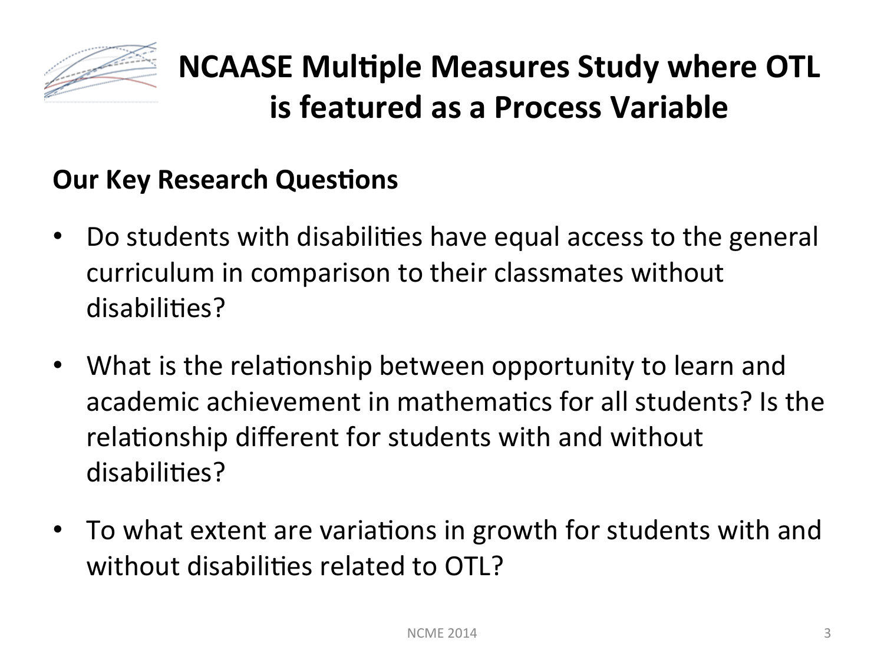# NCAASE Multiple Measures Study where OTL is featured as a Process Variable

**Our Key Research Questions**

- Do students with disabilities have equal access to the general curriculum in comparison to their classmates without disabilities?
- What is the relationship between opportunity to learn and academic achievement in mathematics for all students? Is the relationship different for students with and without disabilities?
- To what extent are variations in growth for students with and without disabilities related to OTL?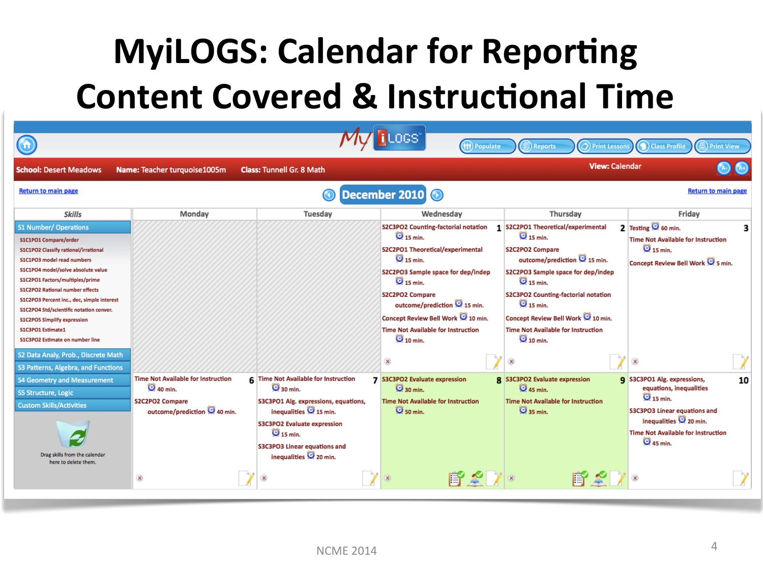# MyiLOGS: Calendar for Reporting Content Covered & Instructional Time

MyiLOGS — Populate | Reports | Print Lessons | Class Profile | Print View

**School:** Desert Meadows **Name:** Teacher turquoise1005m **Class:** Tunnell Gr. 8 Math **View:** Calendar

Return to main page — **December 2010** — Return to main page

| Skills | Monday | Tuesday | Wednesday | Thursday | Friday |
|---|---|---|---|---|---|
| **S1 Number/ Operations**<br>S1C1PO1 Compare/order<br>S1C1PO2 Classify rational/irrational<br>S1C1PO3 model read numbers<br>S1C1PO4 model/solve absolute value<br>S1C2PO1 Factors/multiples/prime<br>S1C2PO2 Rational number effects<br>S1C2PO3 Percent inc., dec, simple interest<br>S1C2PO4 Std/scientific notation conver.<br>S1C2PO5 Simplify expression<br>S1C3PO1 Estimate1<br>S1C3PO2 Estimate on number line | | | **1**<br>S2C3PO2 Counting-factorial notation 15 min.<br>S2C2PO1 Theoretical/experimental 15 min.<br>S2C2PO3 Sample space for dep/indep 15 min.<br>S2C2PO2 Compare outcome/prediction 15 min.<br>Concept Review Bell Work 10 min.<br>Time Not Available for Instruction 10 min. | **2**<br>S2C2PO1 Theoretical/experimental 15 min.<br>S2C2PO2 Compare outcome/prediction 15 min.<br>S2C2PO3 Sample space for dep/indep 15 min.<br>S2C3PO2 Counting-factorial notation 15 min.<br>Concept Review Bell Work 10 min.<br>Time Not Available for Instruction 10 min. | **3**<br>Testing 60 min.<br>Time Not Available for Instruction 15 min.<br>Concept Review Bell Work 5 min. |
| S2 Data Analy, Prob., Discrete Math<br>S3 Patterns, Algebra, and Functions<br>S4 Geometry and Measurement<br>S5 Structure, Logic<br>Custom Skills/Activities<br>Drag skills from the calendar here to delete them. | **6**<br>Time Not Available for Instruction 40 min.<br>S2C2PO2 Compare outcome/prediction 40 min. | **7**<br>Time Not Available for Instruction 30 min.<br>S3C3PO1 Alg. expressions, equations, inequalities 15 min.<br>S3C3PO2 Evaluate expression 15 min.<br>S3C3PO3 Linear equations and inequalities 20 min. | **8**<br>S3C3PO2 Evaluate expression 30 min.<br>Time Not Available for Instruction 50 min. | **9**<br>S3C3PO2 Evaluate expression 45 min.<br>Time Not Available for Instruction 35 min. | **10**<br>S3C3PO1 Alg. expressions, equations, inequalities 15 min.<br>S3C3PO3 Linear equations and inequalities 20 min.<br>Time Not Available for Instruction 45 min. |

NCME 2014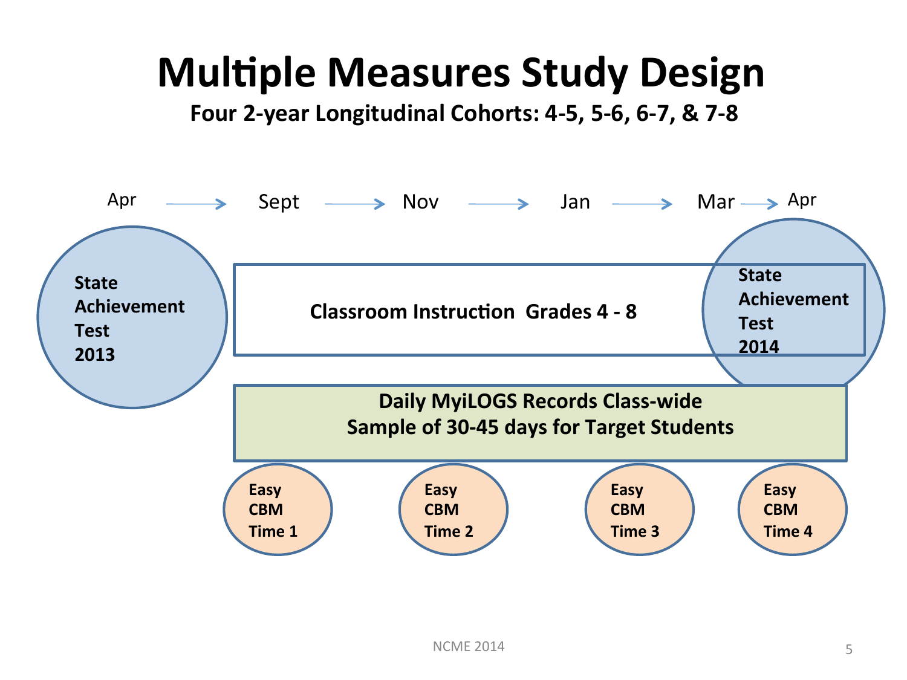# Multiple Measures Study Design

**Four 2-year Longitudinal Cohorts: 4-5, 5-6, 6-7, & 7-8**

Apr → Sept → Nov → Jan → Mar → Apr

**State Achievement Test 2013**

**Classroom Instruction Grades 4 - 8**

**State Achievement Test 2014**

**Daily MyiLOGS Records Class-wide**
**Sample of 30-45 days for Target Students**

**Easy CBM Time 1**

**Easy CBM Time 2**

**Easy CBM Time 3**

**Easy CBM Time 4**

NCME 2014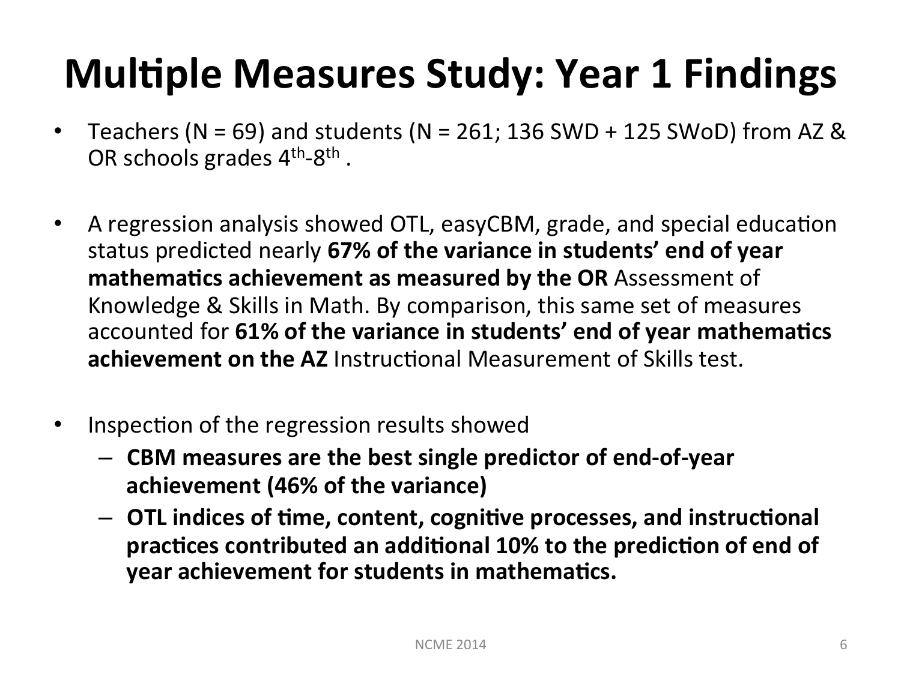# Multiple Measures Study: Year 1 Findings

- Teachers (N = 69) and students (N = 261; 136 SWD + 125 SWoD) from AZ & OR schools grades $4^{th}$-$8^{th}$ .
- A regression analysis showed OTL, easyCBM, grade, and special education status predicted nearly **67% of the variance in students' end of year mathematics achievement as measured by the OR** Assessment of Knowledge & Skills in Math. By comparison, this same set of measures accounted for **61% of the variance in students' end of year mathematics achievement on the AZ** Instructional Measurement of Skills test.
- Inspection of the regression results showed
  - **CBM measures are the best single predictor of end-of-year achievement (46% of the variance)**
  - **OTL indices of time, content, cognitive processes, and instructional practices contributed an additional 10% to the prediction of end of year achievement for students in mathematics.**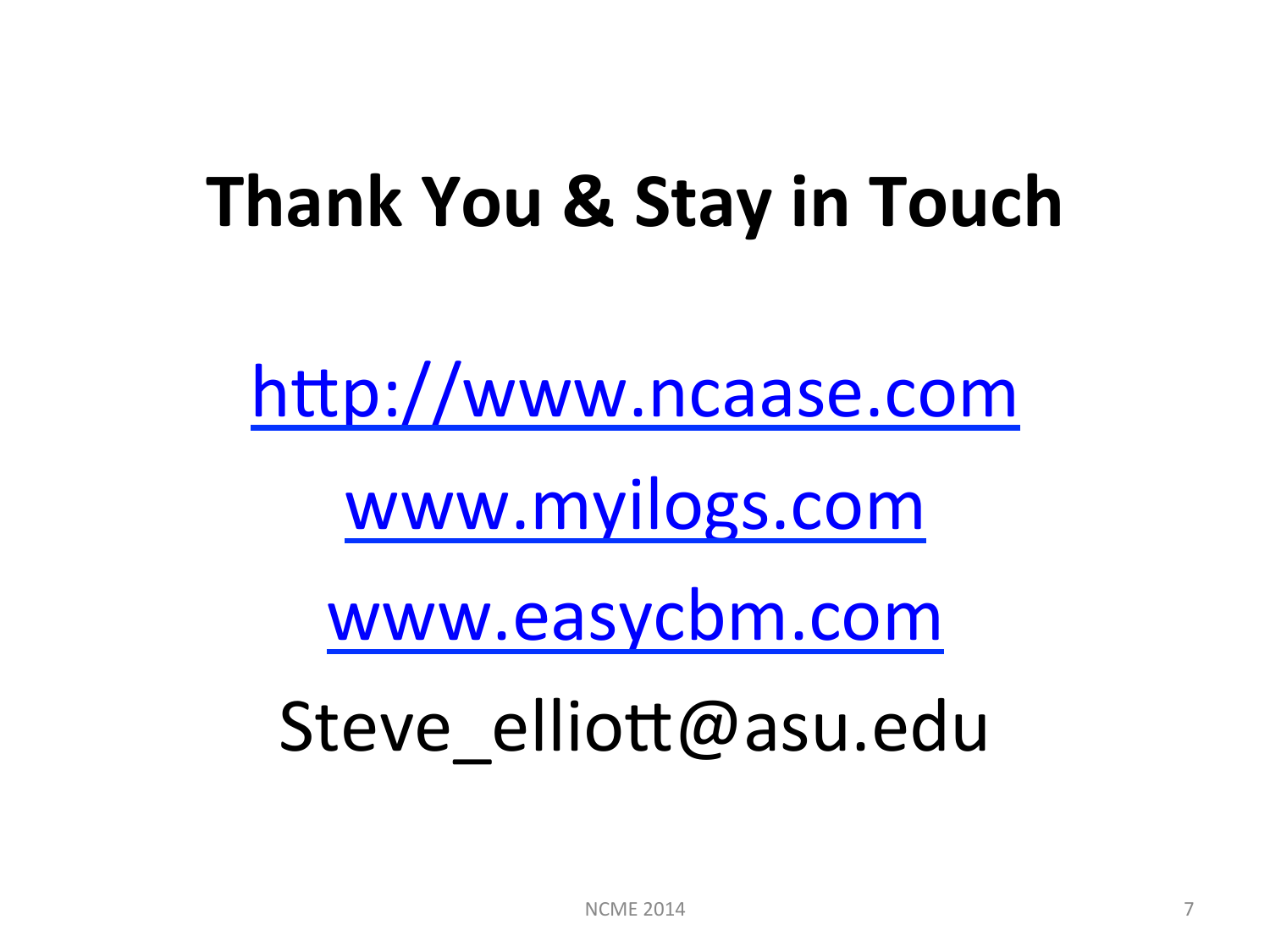# Thank You & Stay in Touch

http://www.ncaase.com

www.myilogs.com

www.easycbm.com

Steve_elliott@asu.edu